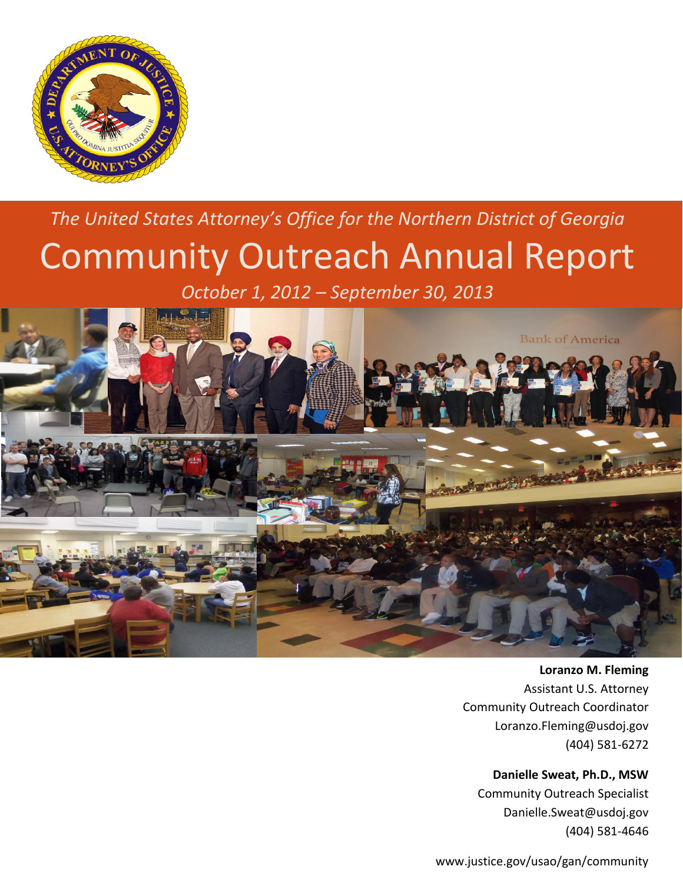*The United States Attorney's Office for the Northern District of Georgia*

# Community Outreach Annual Report

*October 1, 2012 – September 30, 2013*

**Loranzo M. Fleming**
Assistant U.S. Attorney
Community Outreach Coordinator
Loranzo.Fleming@usdoj.gov
(404) 581-6272

**Danielle Sweat, Ph.D., MSW**
Community Outreach Specialist
Danielle.Sweat@usdoj.gov
(404) 581-4646

www.justice.gov/usao/gan/community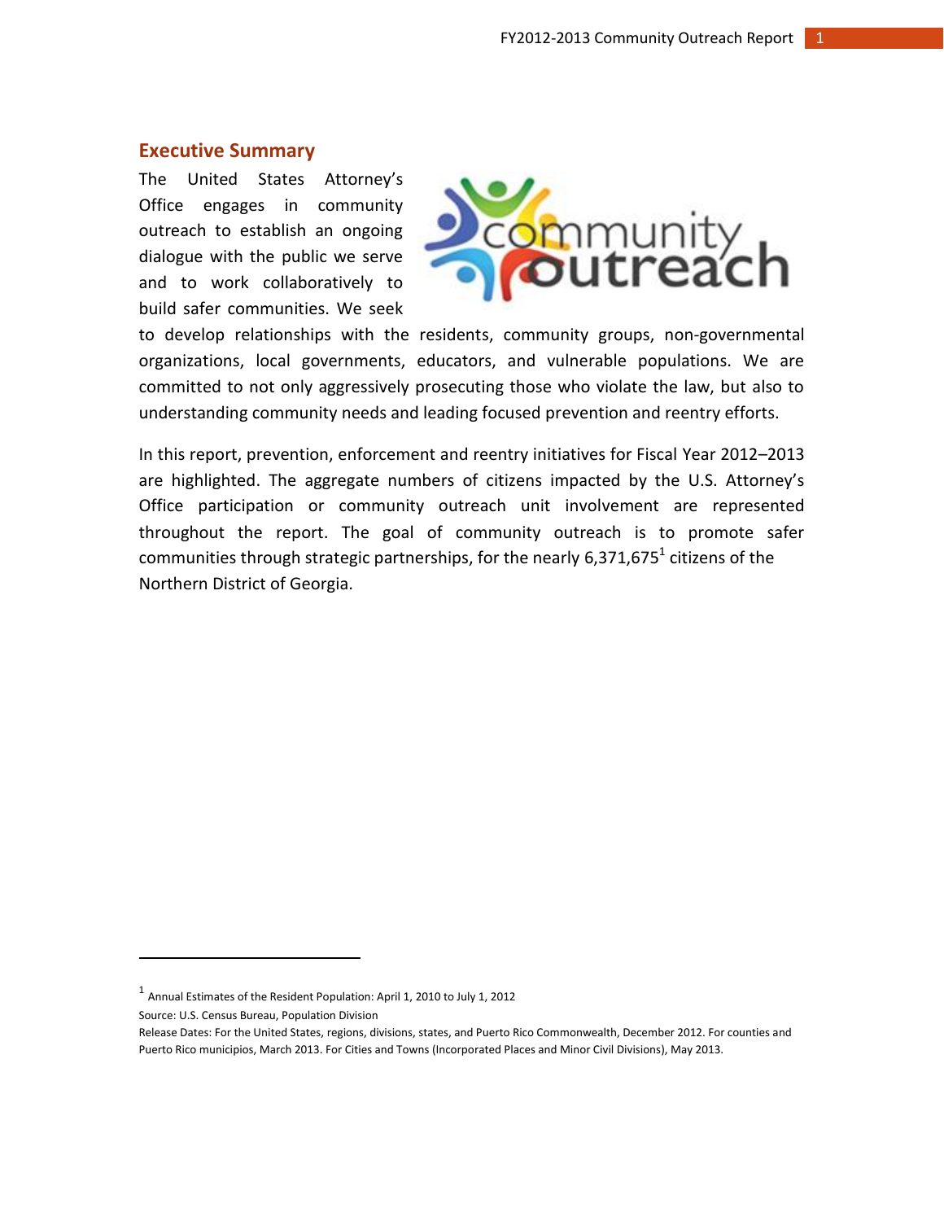## Executive Summary

The United States Attorney's Office engages in community outreach to establish an ongoing dialogue with the public we serve and to work collaboratively to build safer communities. We seek to develop relationships with the residents, community groups, non-governmental organizations, local governments, educators, and vulnerable populations. We are committed to not only aggressively prosecuting those who violate the law, but also to understanding community needs and leading focused prevention and reentry efforts.

In this report, prevention, enforcement and reentry initiatives for Fiscal Year 2012–2013 are highlighted. The aggregate numbers of citizens impacted by the U.S. Attorney's Office participation or community outreach unit involvement are represented throughout the report. The goal of community outreach is to promote safer communities through strategic partnerships, for the nearly 6,371,675[1] citizens of the Northern District of Georgia.

---

[1] Annual Estimates of the Resident Population: April 1, 2010 to July 1, 2012

Source: U.S. Census Bureau, Population Division

Release Dates: For the United States, regions, divisions, states, and Puerto Rico Commonwealth, December 2012. For counties and Puerto Rico municipios, March 2013. For Cities and Towns (Incorporated Places and Minor Civil Divisions), May 2013.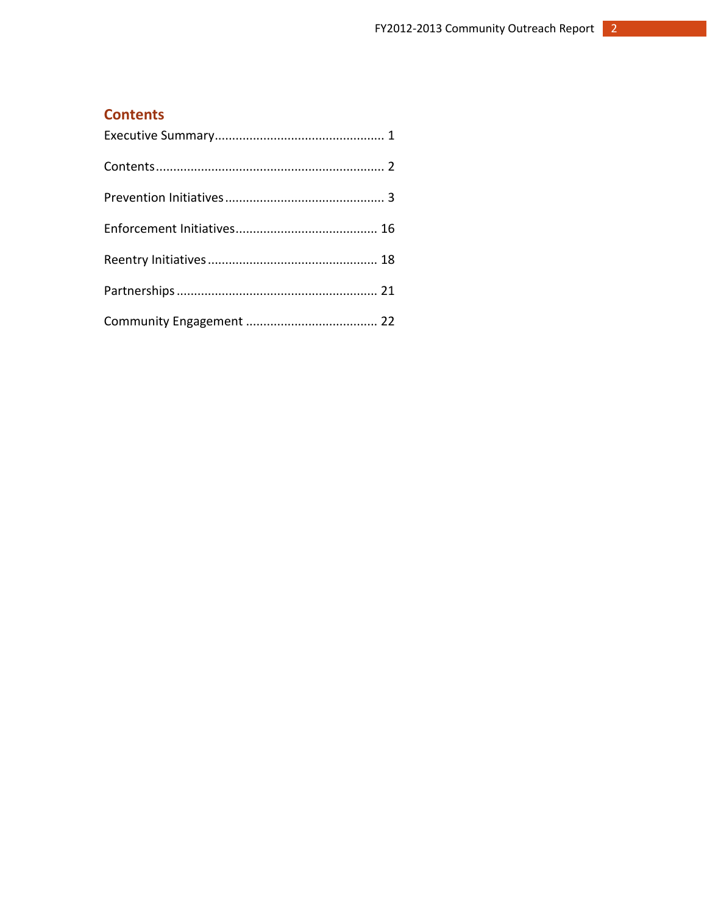## Contents

Executive Summary................................................ 1

Contents................................................................ 2

Prevention Initiatives............................................. 3

Enforcement Initiatives........................................ 16

Reentry Initiatives................................................ 18

Partnerships......................................................... 21

Community Engagement ..................................... 22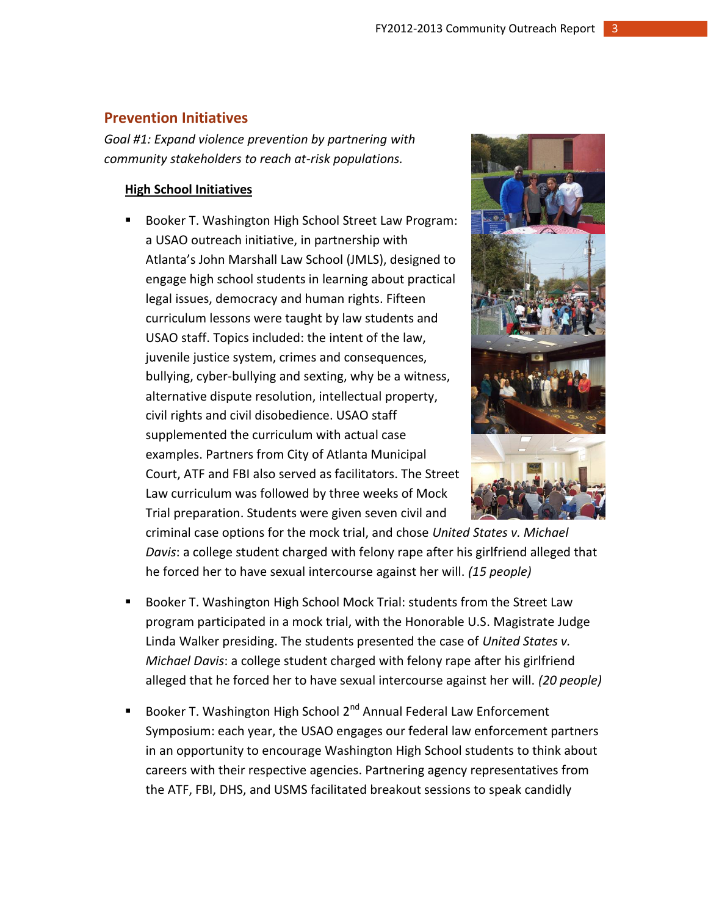## Prevention Initiatives

*Goal #1: Expand violence prevention by partnering with community stakeholders to reach at-risk populations.*

### High School Initiatives

- Booker T. Washington High School Street Law Program: a USAO outreach initiative, in partnership with Atlanta's John Marshall Law School (JMLS), designed to engage high school students in learning about practical legal issues, democracy and human rights. Fifteen curriculum lessons were taught by law students and USAO staff. Topics included: the intent of the law, juvenile justice system, crimes and consequences, bullying, cyber-bullying and sexting, why be a witness, alternative dispute resolution, intellectual property, civil rights and civil disobedience. USAO staff supplemented the curriculum with actual case examples. Partners from City of Atlanta Municipal Court, ATF and FBI also served as facilitators. The Street Law curriculum was followed by three weeks of Mock Trial preparation. Students were given seven civil and criminal case options for the mock trial, and chose *United States v. Michael Davis*: a college student charged with felony rape after his girlfriend alleged that he forced her to have sexual intercourse against her will. *(15 people)*

- Booker T. Washington High School Mock Trial: students from the Street Law program participated in a mock trial, with the Honorable U.S. Magistrate Judge Linda Walker presiding. The students presented the case of *United States v. Michael Davis*: a college student charged with felony rape after his girlfriend alleged that he forced her to have sexual intercourse against her will. *(20 people)*

- Booker T. Washington High School 2nd Annual Federal Law Enforcement Symposium: each year, the USAO engages our federal law enforcement partners in an opportunity to encourage Washington High School students to think about careers with their respective agencies. Partnering agency representatives from the ATF, FBI, DHS, and USMS facilitated breakout sessions to speak candidly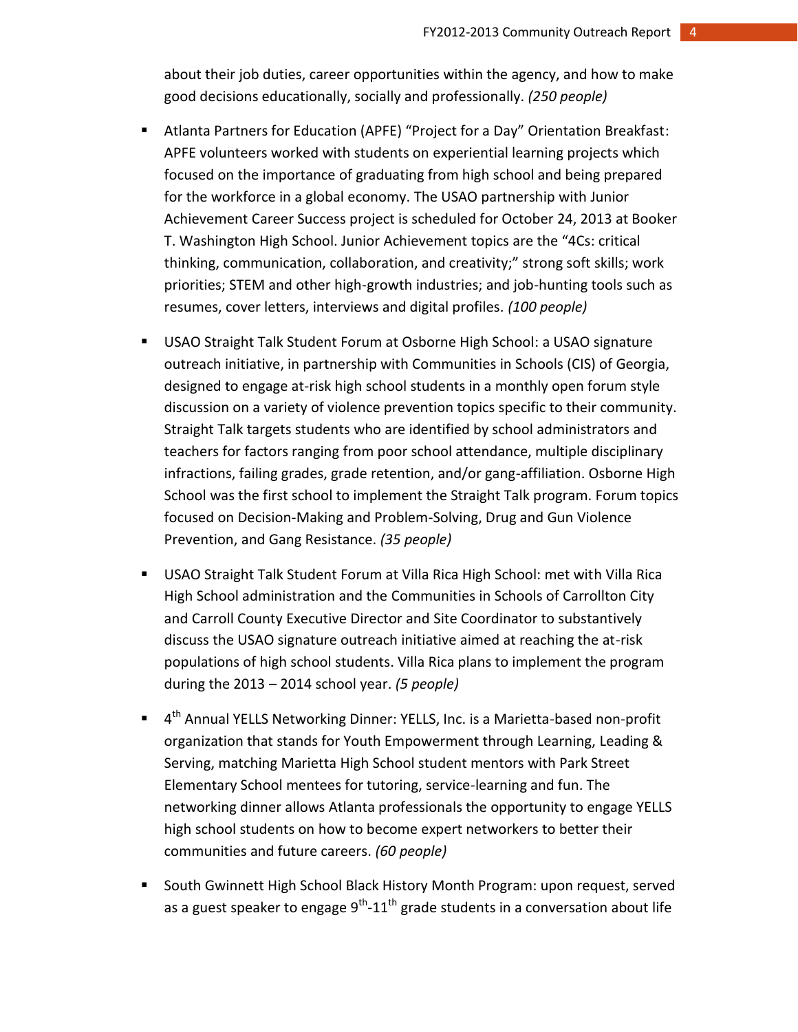about their job duties, career opportunities within the agency, and how to make good decisions educationally, socially and professionally. *(250 people)*

- Atlanta Partners for Education (APFE) "Project for a Day" Orientation Breakfast: APFE volunteers worked with students on experiential learning projects which focused on the importance of graduating from high school and being prepared for the workforce in a global economy. The USAO partnership with Junior Achievement Career Success project is scheduled for October 24, 2013 at Booker T. Washington High School. Junior Achievement topics are the "4Cs: critical thinking, communication, collaboration, and creativity;" strong soft skills; work priorities; STEM and other high-growth industries; and job-hunting tools such as resumes, cover letters, interviews and digital profiles. *(100 people)*

- USAO Straight Talk Student Forum at Osborne High School: a USAO signature outreach initiative, in partnership with Communities in Schools (CIS) of Georgia, designed to engage at-risk high school students in a monthly open forum style discussion on a variety of violence prevention topics specific to their community. Straight Talk targets students who are identified by school administrators and teachers for factors ranging from poor school attendance, multiple disciplinary infractions, failing grades, grade retention, and/or gang-affiliation. Osborne High School was the first school to implement the Straight Talk program. Forum topics focused on Decision-Making and Problem-Solving, Drug and Gun Violence Prevention, and Gang Resistance. *(35 people)*

- USAO Straight Talk Student Forum at Villa Rica High School: met with Villa Rica High School administration and the Communities in Schools of Carrollton City and Carroll County Executive Director and Site Coordinator to substantively discuss the USAO signature outreach initiative aimed at reaching the at-risk populations of high school students. Villa Rica plans to implement the program during the 2013 – 2014 school year. *(5 people)*

- 4th Annual YELLS Networking Dinner: YELLS, Inc. is a Marietta-based non-profit organization that stands for Youth Empowerment through Learning, Leading & Serving, matching Marietta High School student mentors with Park Street Elementary School mentees for tutoring, service-learning and fun. The networking dinner allows Atlanta professionals the opportunity to engage YELLS high school students on how to become expert networkers to better their communities and future careers. *(60 people)*

- South Gwinnett High School Black History Month Program: upon request, served as a guest speaker to engage 9th-11th grade students in a conversation about life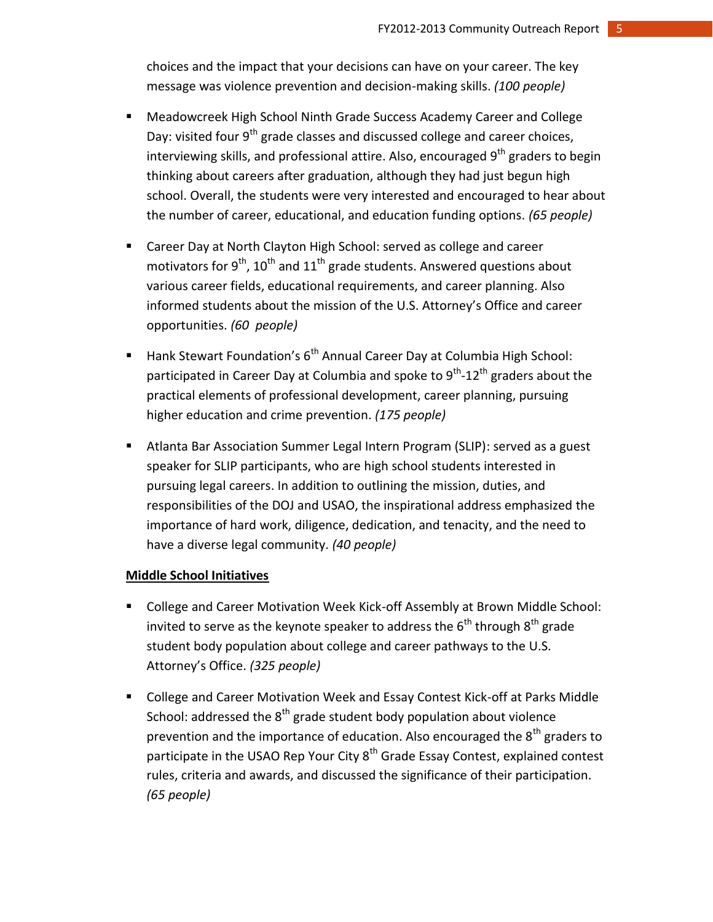choices and the impact that your decisions can have on your career. The key message was violence prevention and decision-making skills. *(100 people)*

- Meadowcreek High School Ninth Grade Success Academy Career and College Day: visited four 9th grade classes and discussed college and career choices, interviewing skills, and professional attire. Also, encouraged 9th graders to begin thinking about careers after graduation, although they had just begun high school. Overall, the students were very interested and encouraged to hear about the number of career, educational, and education funding options. *(65 people)*

- Career Day at North Clayton High School: served as college and career motivators for 9th, 10th and 11th grade students. Answered questions about various career fields, educational requirements, and career planning. Also informed students about the mission of the U.S. Attorney's Office and career opportunities. *(60 people)*

- Hank Stewart Foundation's 6th Annual Career Day at Columbia High School: participated in Career Day at Columbia and spoke to 9th-12th graders about the practical elements of professional development, career planning, pursuing higher education and crime prevention. *(175 people)*

- Atlanta Bar Association Summer Legal Intern Program (SLIP): served as a guest speaker for SLIP participants, who are high school students interested in pursuing legal careers. In addition to outlining the mission, duties, and responsibilities of the DOJ and USAO, the inspirational address emphasized the importance of hard work, diligence, dedication, and tenacity, and the need to have a diverse legal community. *(40 people)*

**Middle School Initiatives**

- College and Career Motivation Week Kick-off Assembly at Brown Middle School: invited to serve as the keynote speaker to address the 6th through 8th grade student body population about college and career pathways to the U.S. Attorney's Office. *(325 people)*

- College and Career Motivation Week and Essay Contest Kick-off at Parks Middle School: addressed the 8th grade student body population about violence prevention and the importance of education. Also encouraged the 8th graders to participate in the USAO Rep Your City 8th Grade Essay Contest, explained contest rules, criteria and awards, and discussed the significance of their participation. *(65 people)*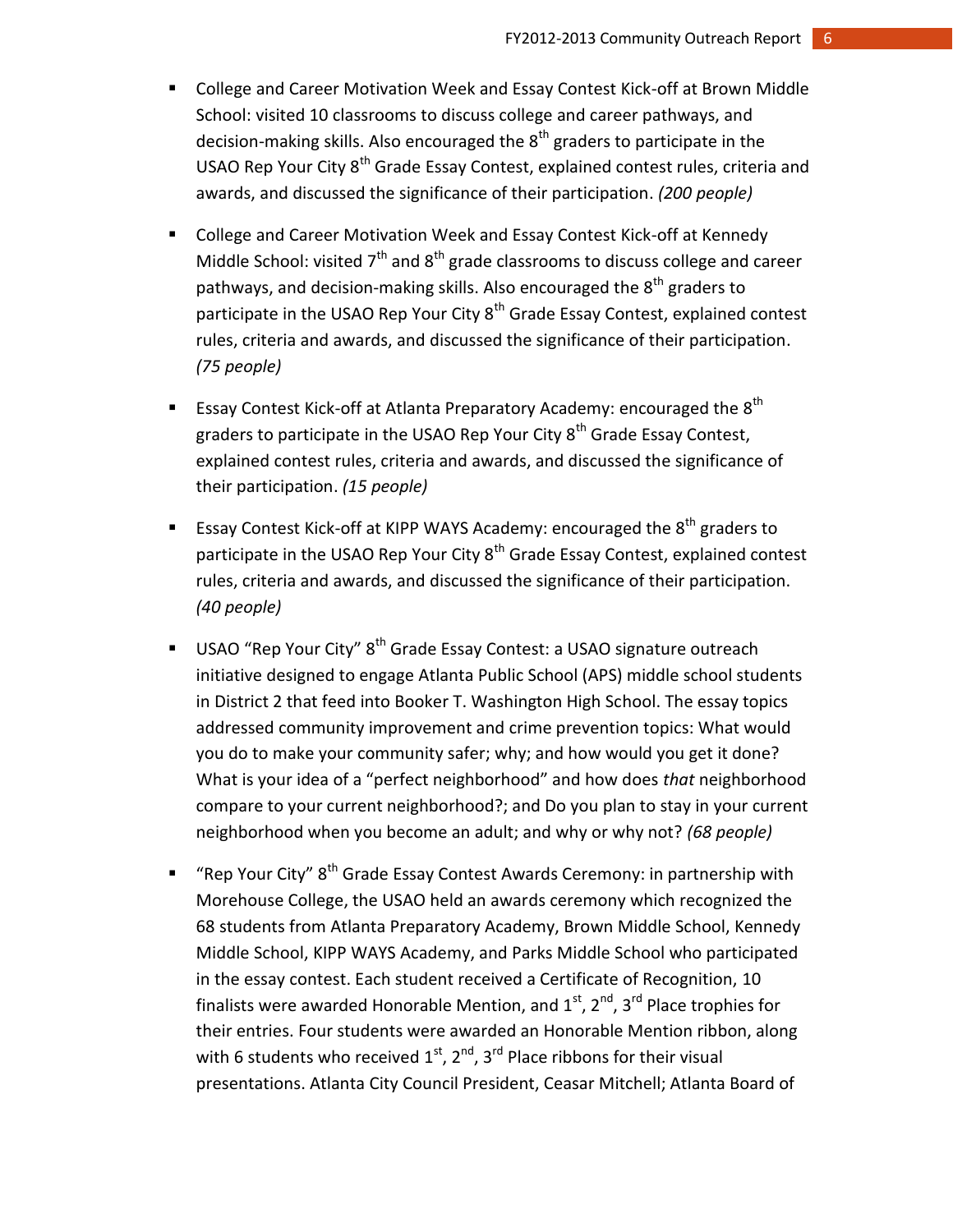- College and Career Motivation Week and Essay Contest Kick-off at Brown Middle School: visited 10 classrooms to discuss college and career pathways, and decision-making skills. Also encouraged the 8th graders to participate in the USAO Rep Your City 8th Grade Essay Contest, explained contest rules, criteria and awards, and discussed the significance of their participation. *(200 people)*

- College and Career Motivation Week and Essay Contest Kick-off at Kennedy Middle School: visited 7th and 8th grade classrooms to discuss college and career pathways, and decision-making skills. Also encouraged the 8th graders to participate in the USAO Rep Your City 8th Grade Essay Contest, explained contest rules, criteria and awards, and discussed the significance of their participation. *(75 people)*

- Essay Contest Kick-off at Atlanta Preparatory Academy: encouraged the 8th graders to participate in the USAO Rep Your City 8th Grade Essay Contest, explained contest rules, criteria and awards, and discussed the significance of their participation. *(15 people)*

- Essay Contest Kick-off at KIPP WAYS Academy: encouraged the 8th graders to participate in the USAO Rep Your City 8th Grade Essay Contest, explained contest rules, criteria and awards, and discussed the significance of their participation. *(40 people)*

- USAO "Rep Your City" 8th Grade Essay Contest: a USAO signature outreach initiative designed to engage Atlanta Public School (APS) middle school students in District 2 that feed into Booker T. Washington High School. The essay topics addressed community improvement and crime prevention topics: What would you do to make your community safer; why; and how would you get it done? What is your idea of a "perfect neighborhood" and how does *that* neighborhood compare to your current neighborhood?; and Do you plan to stay in your current neighborhood when you become an adult; and why or why not? *(68 people)*

- "Rep Your City" 8th Grade Essay Contest Awards Ceremony: in partnership with Morehouse College, the USAO held an awards ceremony which recognized the 68 students from Atlanta Preparatory Academy, Brown Middle School, Kennedy Middle School, KIPP WAYS Academy, and Parks Middle School who participated in the essay contest. Each student received a Certificate of Recognition, 10 finalists were awarded Honorable Mention, and 1st, 2nd, 3rd Place trophies for their entries. Four students were awarded an Honorable Mention ribbon, along with 6 students who received 1st, 2nd, 3rd Place ribbons for their visual presentations. Atlanta City Council President, Ceasar Mitchell; Atlanta Board of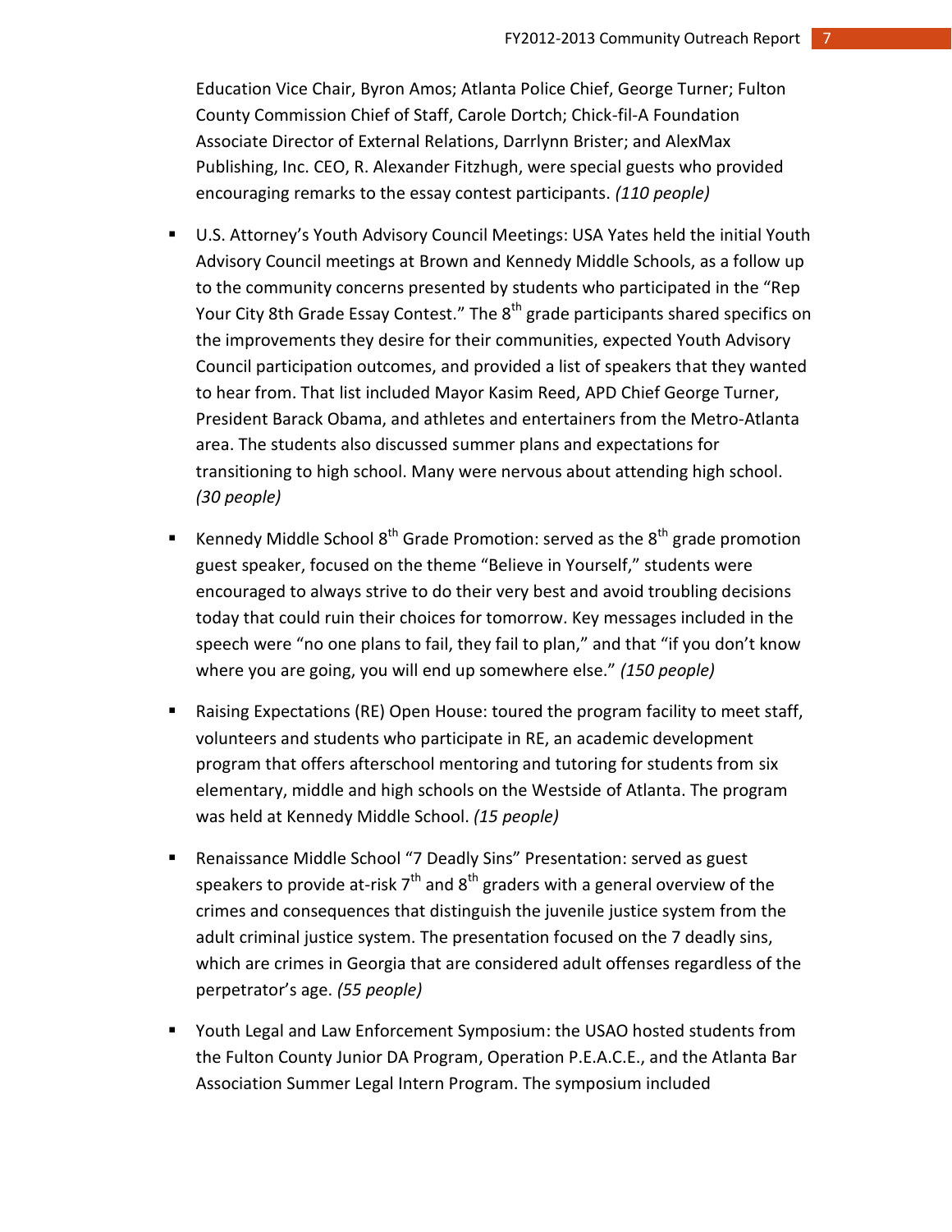Education Vice Chair, Byron Amos; Atlanta Police Chief, George Turner; Fulton County Commission Chief of Staff, Carole Dortch; Chick-fil-A Foundation Associate Director of External Relations, Darrlynn Brister; and AlexMax Publishing, Inc. CEO, R. Alexander Fitzhugh, were special guests who provided encouraging remarks to the essay contest participants. *(110 people)*

- U.S. Attorney's Youth Advisory Council Meetings: USA Yates held the initial Youth Advisory Council meetings at Brown and Kennedy Middle Schools, as a follow up to the community concerns presented by students who participated in the "Rep Your City 8th Grade Essay Contest." The 8th grade participants shared specifics on the improvements they desire for their communities, expected Youth Advisory Council participation outcomes, and provided a list of speakers that they wanted to hear from. That list included Mayor Kasim Reed, APD Chief George Turner, President Barack Obama, and athletes and entertainers from the Metro-Atlanta area. The students also discussed summer plans and expectations for transitioning to high school. Many were nervous about attending high school. *(30 people)*

- Kennedy Middle School 8th Grade Promotion: served as the 8th grade promotion guest speaker, focused on the theme "Believe in Yourself," students were encouraged to always strive to do their very best and avoid troubling decisions today that could ruin their choices for tomorrow. Key messages included in the speech were "no one plans to fail, they fail to plan," and that "if you don't know where you are going, you will end up somewhere else." *(150 people)*

- Raising Expectations (RE) Open House: toured the program facility to meet staff, volunteers and students who participate in RE, an academic development program that offers afterschool mentoring and tutoring for students from six elementary, middle and high schools on the Westside of Atlanta. The program was held at Kennedy Middle School. *(15 people)*

- Renaissance Middle School "7 Deadly Sins" Presentation: served as guest speakers to provide at-risk 7th and 8th graders with a general overview of the crimes and consequences that distinguish the juvenile justice system from the adult criminal justice system. The presentation focused on the 7 deadly sins, which are crimes in Georgia that are considered adult offenses regardless of the perpetrator's age. *(55 people)*

- Youth Legal and Law Enforcement Symposium: the USAO hosted students from the Fulton County Junior DA Program, Operation P.E.A.C.E., and the Atlanta Bar Association Summer Legal Intern Program. The symposium included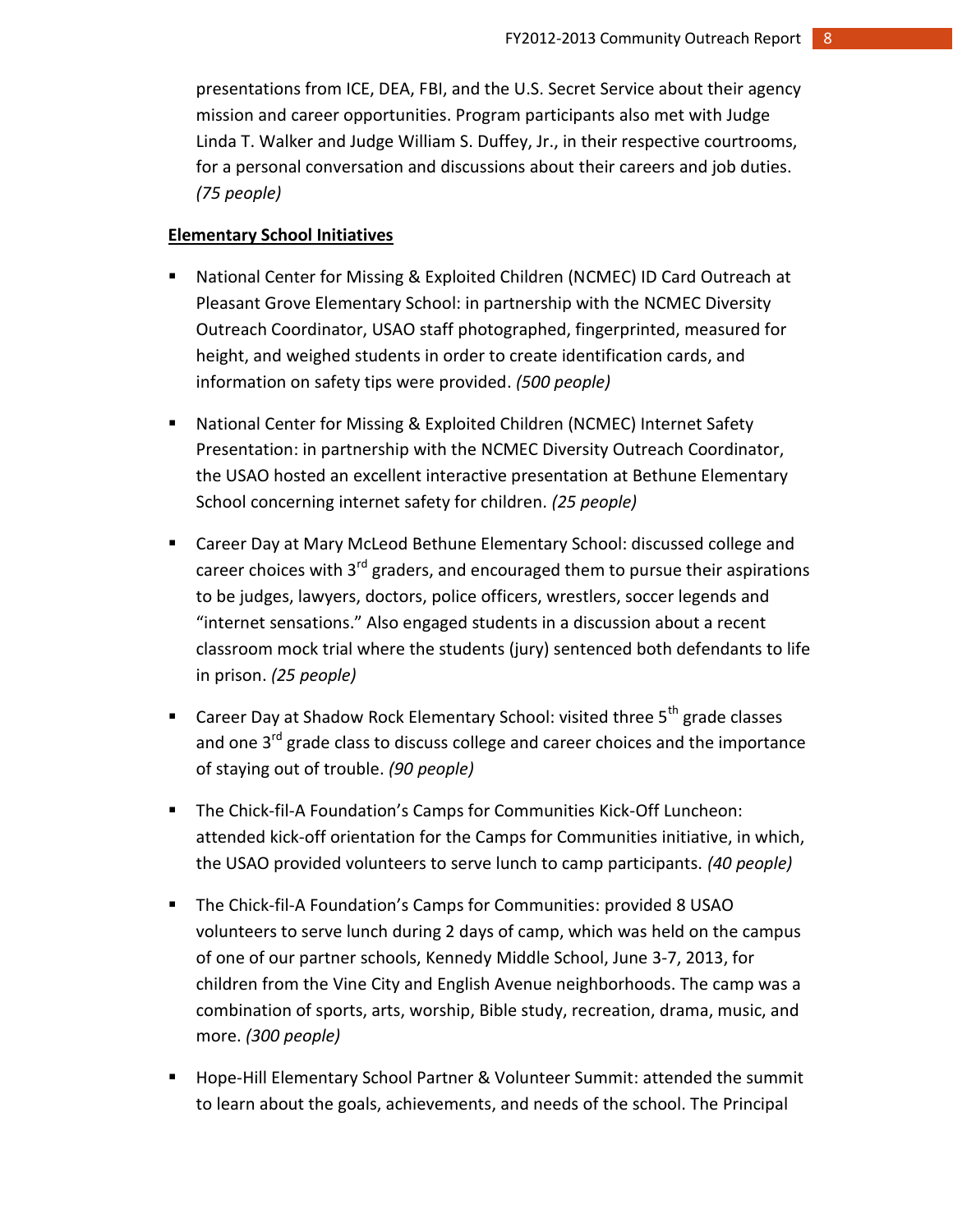presentations from ICE, DEA, FBI, and the U.S. Secret Service about their agency mission and career opportunities. Program participants also met with Judge Linda T. Walker and Judge William S. Duffey, Jr., in their respective courtrooms, for a personal conversation and discussions about their careers and job duties. *(75 people)*

**Elementary School Initiatives**

- National Center for Missing & Exploited Children (NCMEC) ID Card Outreach at Pleasant Grove Elementary School: in partnership with the NCMEC Diversity Outreach Coordinator, USAO staff photographed, fingerprinted, measured for height, and weighed students in order to create identification cards, and information on safety tips were provided. *(500 people)*

- National Center for Missing & Exploited Children (NCMEC) Internet Safety Presentation: in partnership with the NCMEC Diversity Outreach Coordinator, the USAO hosted an excellent interactive presentation at Bethune Elementary School concerning internet safety for children. *(25 people)*

- Career Day at Mary McLeod Bethune Elementary School: discussed college and career choices with 3rd graders, and encouraged them to pursue their aspirations to be judges, lawyers, doctors, police officers, wrestlers, soccer legends and "internet sensations." Also engaged students in a discussion about a recent classroom mock trial where the students (jury) sentenced both defendants to life in prison. *(25 people)*

- Career Day at Shadow Rock Elementary School: visited three 5th grade classes and one 3rd grade class to discuss college and career choices and the importance of staying out of trouble. *(90 people)*

- The Chick-fil-A Foundation's Camps for Communities Kick-Off Luncheon: attended kick-off orientation for the Camps for Communities initiative, in which, the USAO provided volunteers to serve lunch to camp participants. *(40 people)*

- The Chick-fil-A Foundation's Camps for Communities: provided 8 USAO volunteers to serve lunch during 2 days of camp, which was held on the campus of one of our partner schools, Kennedy Middle School, June 3-7, 2013, for children from the Vine City and English Avenue neighborhoods. The camp was a combination of sports, arts, worship, Bible study, recreation, drama, music, and more. *(300 people)*

- Hope-Hill Elementary School Partner & Volunteer Summit: attended the summit to learn about the goals, achievements, and needs of the school. The Principal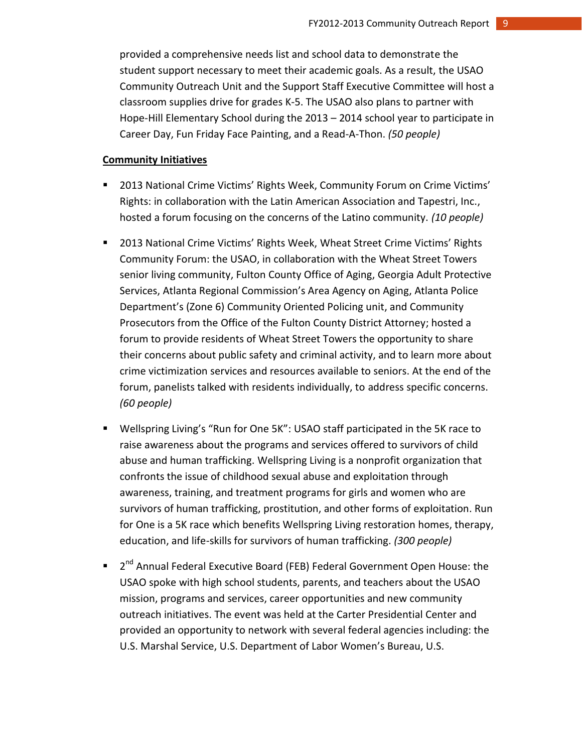provided a comprehensive needs list and school data to demonstrate the student support necessary to meet their academic goals. As a result, the USAO Community Outreach Unit and the Support Staff Executive Committee will host a classroom supplies drive for grades K-5. The USAO also plans to partner with Hope-Hill Elementary School during the 2013 – 2014 school year to participate in Career Day, Fun Friday Face Painting, and a Read-A-Thon. *(50 people)*

**Community Initiatives**

- 2013 National Crime Victims' Rights Week, Community Forum on Crime Victims' Rights: in collaboration with the Latin American Association and Tapestri, Inc., hosted a forum focusing on the concerns of the Latino community. *(10 people)*
- 2013 National Crime Victims' Rights Week, Wheat Street Crime Victims' Rights Community Forum: the USAO, in collaboration with the Wheat Street Towers senior living community, Fulton County Office of Aging, Georgia Adult Protective Services, Atlanta Regional Commission's Area Agency on Aging, Atlanta Police Department's (Zone 6) Community Oriented Policing unit, and Community Prosecutors from the Office of the Fulton County District Attorney; hosted a forum to provide residents of Wheat Street Towers the opportunity to share their concerns about public safety and criminal activity, and to learn more about crime victimization services and resources available to seniors. At the end of the forum, panelists talked with residents individually, to address specific concerns. *(60 people)*
- Wellspring Living's "Run for One 5K": USAO staff participated in the 5K race to raise awareness about the programs and services offered to survivors of child abuse and human trafficking. Wellspring Living is a nonprofit organization that confronts the issue of childhood sexual abuse and exploitation through awareness, training, and treatment programs for girls and women who are survivors of human trafficking, prostitution, and other forms of exploitation. Run for One is a 5K race which benefits Wellspring Living restoration homes, therapy, education, and life-skills for survivors of human trafficking. *(300 people)*
- 2nd Annual Federal Executive Board (FEB) Federal Government Open House: the USAO spoke with high school students, parents, and teachers about the USAO mission, programs and services, career opportunities and new community outreach initiatives. The event was held at the Carter Presidential Center and provided an opportunity to network with several federal agencies including: the U.S. Marshal Service, U.S. Department of Labor Women's Bureau, U.S.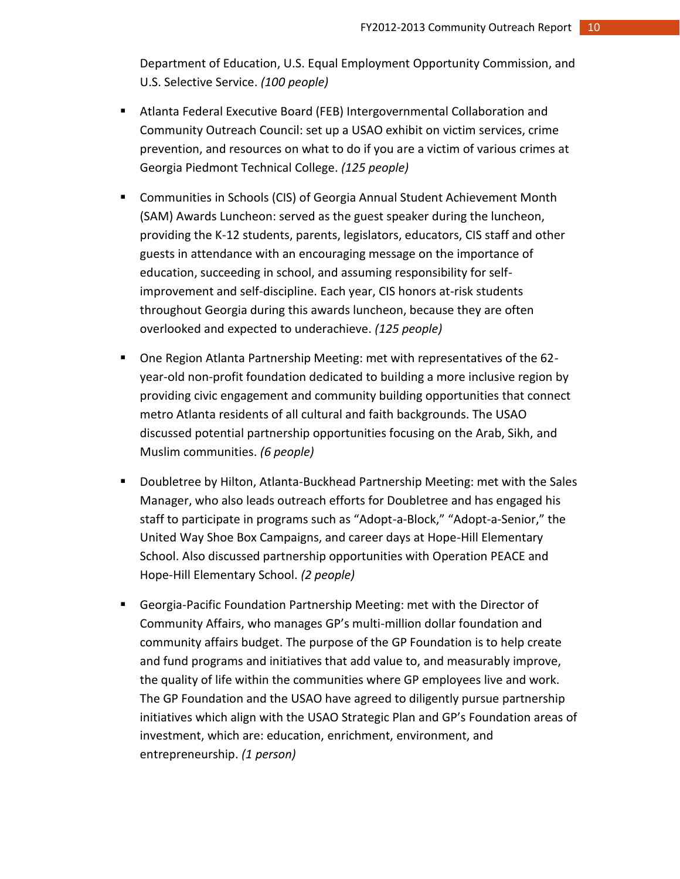Department of Education, U.S. Equal Employment Opportunity Commission, and U.S. Selective Service. *(100 people)*

- Atlanta Federal Executive Board (FEB) Intergovernmental Collaboration and Community Outreach Council: set up a USAO exhibit on victim services, crime prevention, and resources on what to do if you are a victim of various crimes at Georgia Piedmont Technical College. *(125 people)*

- Communities in Schools (CIS) of Georgia Annual Student Achievement Month (SAM) Awards Luncheon: served as the guest speaker during the luncheon, providing the K-12 students, parents, legislators, educators, CIS staff and other guests in attendance with an encouraging message on the importance of education, succeeding in school, and assuming responsibility for self-improvement and self-discipline. Each year, CIS honors at-risk students throughout Georgia during this awards luncheon, because they are often overlooked and expected to underachieve. *(125 people)*

- One Region Atlanta Partnership Meeting: met with representatives of the 62-year-old non-profit foundation dedicated to building a more inclusive region by providing civic engagement and community building opportunities that connect metro Atlanta residents of all cultural and faith backgrounds. The USAO discussed potential partnership opportunities focusing on the Arab, Sikh, and Muslim communities. *(6 people)*

- Doubletree by Hilton, Atlanta-Buckhead Partnership Meeting: met with the Sales Manager, who also leads outreach efforts for Doubletree and has engaged his staff to participate in programs such as "Adopt-a-Block," "Adopt-a-Senior," the United Way Shoe Box Campaigns, and career days at Hope-Hill Elementary School. Also discussed partnership opportunities with Operation PEACE and Hope-Hill Elementary School. *(2 people)*

- Georgia-Pacific Foundation Partnership Meeting: met with the Director of Community Affairs, who manages GP's multi-million dollar foundation and community affairs budget. The purpose of the GP Foundation is to help create and fund programs and initiatives that add value to, and measurably improve, the quality of life within the communities where GP employees live and work. The GP Foundation and the USAO have agreed to diligently pursue partnership initiatives which align with the USAO Strategic Plan and GP's Foundation areas of investment, which are: education, enrichment, environment, and entrepreneurship. *(1 person)*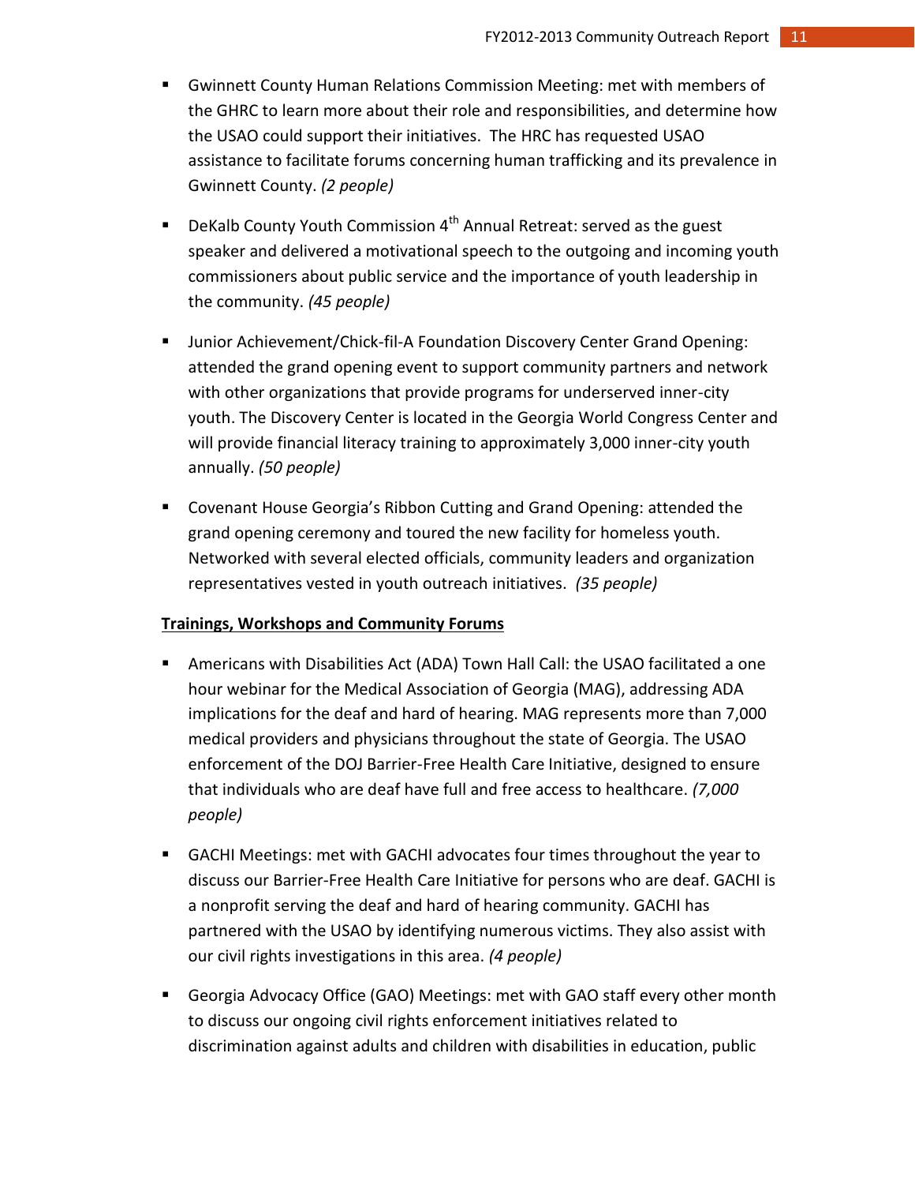- Gwinnett County Human Relations Commission Meeting: met with members of the GHRC to learn more about their role and responsibilities, and determine how the USAO could support their initiatives. The HRC has requested USAO assistance to facilitate forums concerning human trafficking and its prevalence in Gwinnett County. *(2 people)*

- DeKalb County Youth Commission 4th Annual Retreat: served as the guest speaker and delivered a motivational speech to the outgoing and incoming youth commissioners about public service and the importance of youth leadership in the community. *(45 people)*

- Junior Achievement/Chick-fil-A Foundation Discovery Center Grand Opening: attended the grand opening event to support community partners and network with other organizations that provide programs for underserved inner-city youth. The Discovery Center is located in the Georgia World Congress Center and will provide financial literacy training to approximately 3,000 inner-city youth annually. *(50 people)*

- Covenant House Georgia's Ribbon Cutting and Grand Opening: attended the grand opening ceremony and toured the new facility for homeless youth. Networked with several elected officials, community leaders and organization representatives vested in youth outreach initiatives. *(35 people)*

**Trainings, Workshops and Community Forums**

- Americans with Disabilities Act (ADA) Town Hall Call: the USAO facilitated a one hour webinar for the Medical Association of Georgia (MAG), addressing ADA implications for the deaf and hard of hearing. MAG represents more than 7,000 medical providers and physicians throughout the state of Georgia. The USAO enforcement of the DOJ Barrier-Free Health Care Initiative, designed to ensure that individuals who are deaf have full and free access to healthcare. *(7,000 people)*

- GACHI Meetings: met with GACHI advocates four times throughout the year to discuss our Barrier-Free Health Care Initiative for persons who are deaf. GACHI is a nonprofit serving the deaf and hard of hearing community. GACHI has partnered with the USAO by identifying numerous victims. They also assist with our civil rights investigations in this area. *(4 people)*

- Georgia Advocacy Office (GAO) Meetings: met with GAO staff every other month to discuss our ongoing civil rights enforcement initiatives related to discrimination against adults and children with disabilities in education, public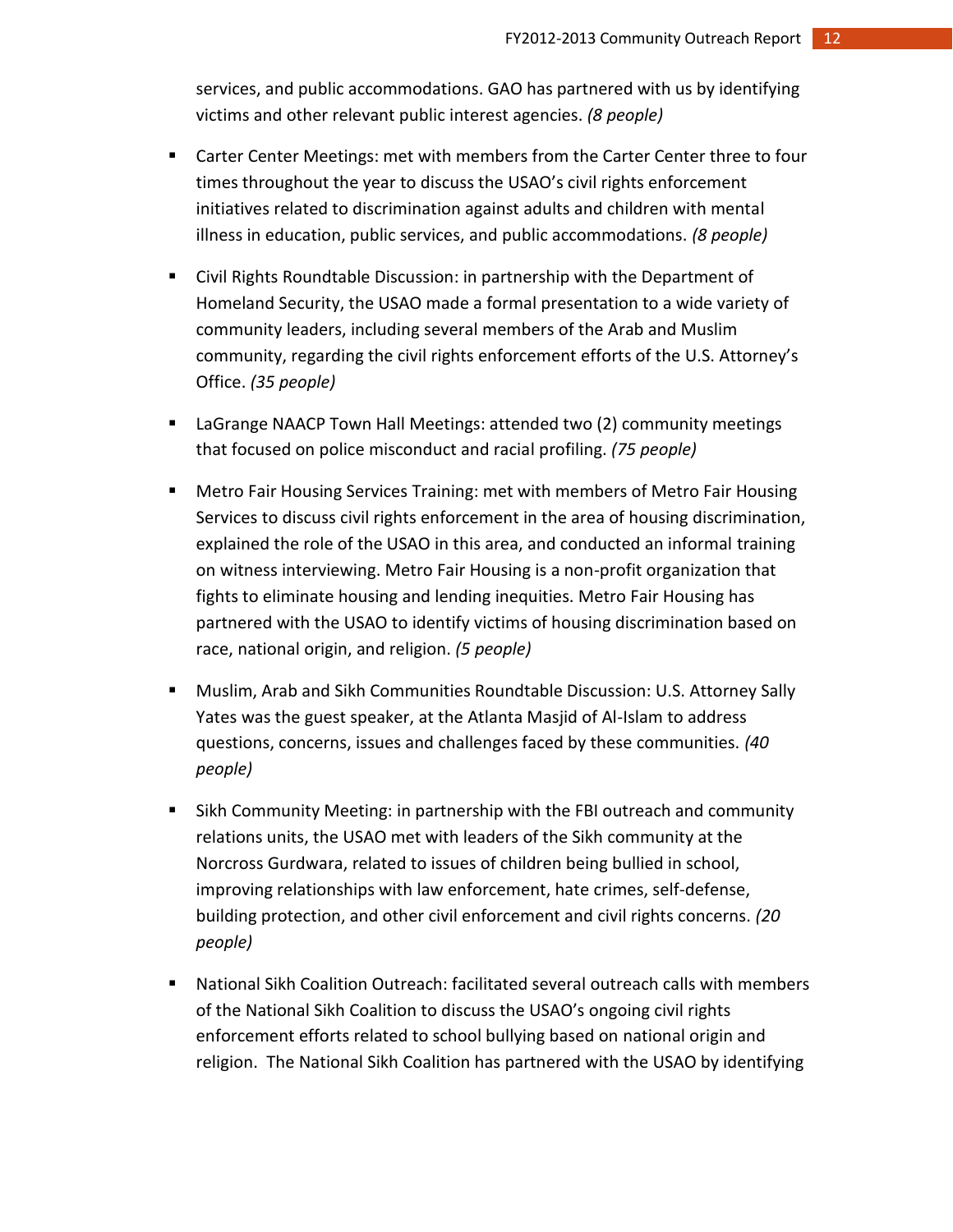services, and public accommodations. GAO has partnered with us by identifying victims and other relevant public interest agencies. *(8 people)*

- Carter Center Meetings: met with members from the Carter Center three to four times throughout the year to discuss the USAO's civil rights enforcement initiatives related to discrimination against adults and children with mental illness in education, public services, and public accommodations. *(8 people)*

- Civil Rights Roundtable Discussion: in partnership with the Department of Homeland Security, the USAO made a formal presentation to a wide variety of community leaders, including several members of the Arab and Muslim community, regarding the civil rights enforcement efforts of the U.S. Attorney's Office. *(35 people)*

- LaGrange NAACP Town Hall Meetings: attended two (2) community meetings that focused on police misconduct and racial profiling. *(75 people)*

- Metro Fair Housing Services Training: met with members of Metro Fair Housing Services to discuss civil rights enforcement in the area of housing discrimination, explained the role of the USAO in this area, and conducted an informal training on witness interviewing. Metro Fair Housing is a non-profit organization that fights to eliminate housing and lending inequities. Metro Fair Housing has partnered with the USAO to identify victims of housing discrimination based on race, national origin, and religion. *(5 people)*

- Muslim, Arab and Sikh Communities Roundtable Discussion: U.S. Attorney Sally Yates was the guest speaker, at the Atlanta Masjid of Al-Islam to address questions, concerns, issues and challenges faced by these communities. *(40 people)*

- Sikh Community Meeting: in partnership with the FBI outreach and community relations units, the USAO met with leaders of the Sikh community at the Norcross Gurdwara, related to issues of children being bullied in school, improving relationships with law enforcement, hate crimes, self-defense, building protection, and other civil enforcement and civil rights concerns. *(20 people)*

- National Sikh Coalition Outreach: facilitated several outreach calls with members of the National Sikh Coalition to discuss the USAO's ongoing civil rights enforcement efforts related to school bullying based on national origin and religion. The National Sikh Coalition has partnered with the USAO by identifying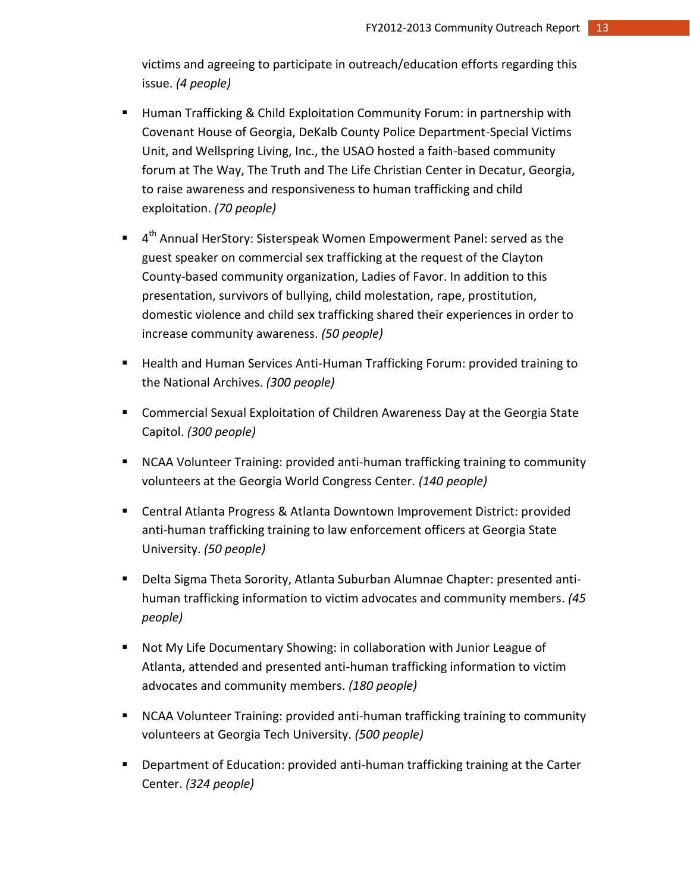victims and agreeing to participate in outreach/education efforts regarding this issue. *(4 people)*

- Human Trafficking & Child Exploitation Community Forum: in partnership with Covenant House of Georgia, DeKalb County Police Department-Special Victims Unit, and Wellspring Living, Inc., the USAO hosted a faith-based community forum at The Way, The Truth and The Life Christian Center in Decatur, Georgia, to raise awareness and responsiveness to human trafficking and child exploitation. *(70 people)*

- 4th Annual HerStory: Sisterspeak Women Empowerment Panel: served as the guest speaker on commercial sex trafficking at the request of the Clayton County-based community organization, Ladies of Favor. In addition to this presentation, survivors of bullying, child molestation, rape, prostitution, domestic violence and child sex trafficking shared their experiences in order to increase community awareness. *(50 people)*

- Health and Human Services Anti-Human Trafficking Forum: provided training to the National Archives. *(300 people)*

- Commercial Sexual Exploitation of Children Awareness Day at the Georgia State Capitol. *(300 people)*

- NCAA Volunteer Training: provided anti-human trafficking training to community volunteers at the Georgia World Congress Center. *(140 people)*

- Central Atlanta Progress & Atlanta Downtown Improvement District: provided anti-human trafficking training to law enforcement officers at Georgia State University. *(50 people)*

- Delta Sigma Theta Sorority, Atlanta Suburban Alumnae Chapter: presented anti-human trafficking information to victim advocates and community members. *(45 people)*

- Not My Life Documentary Showing: in collaboration with Junior League of Atlanta, attended and presented anti-human trafficking information to victim advocates and community members. *(180 people)*

- NCAA Volunteer Training: provided anti-human trafficking training to community volunteers at Georgia Tech University. *(500 people)*

- Department of Education: provided anti-human trafficking training at the Carter Center. *(324 people)*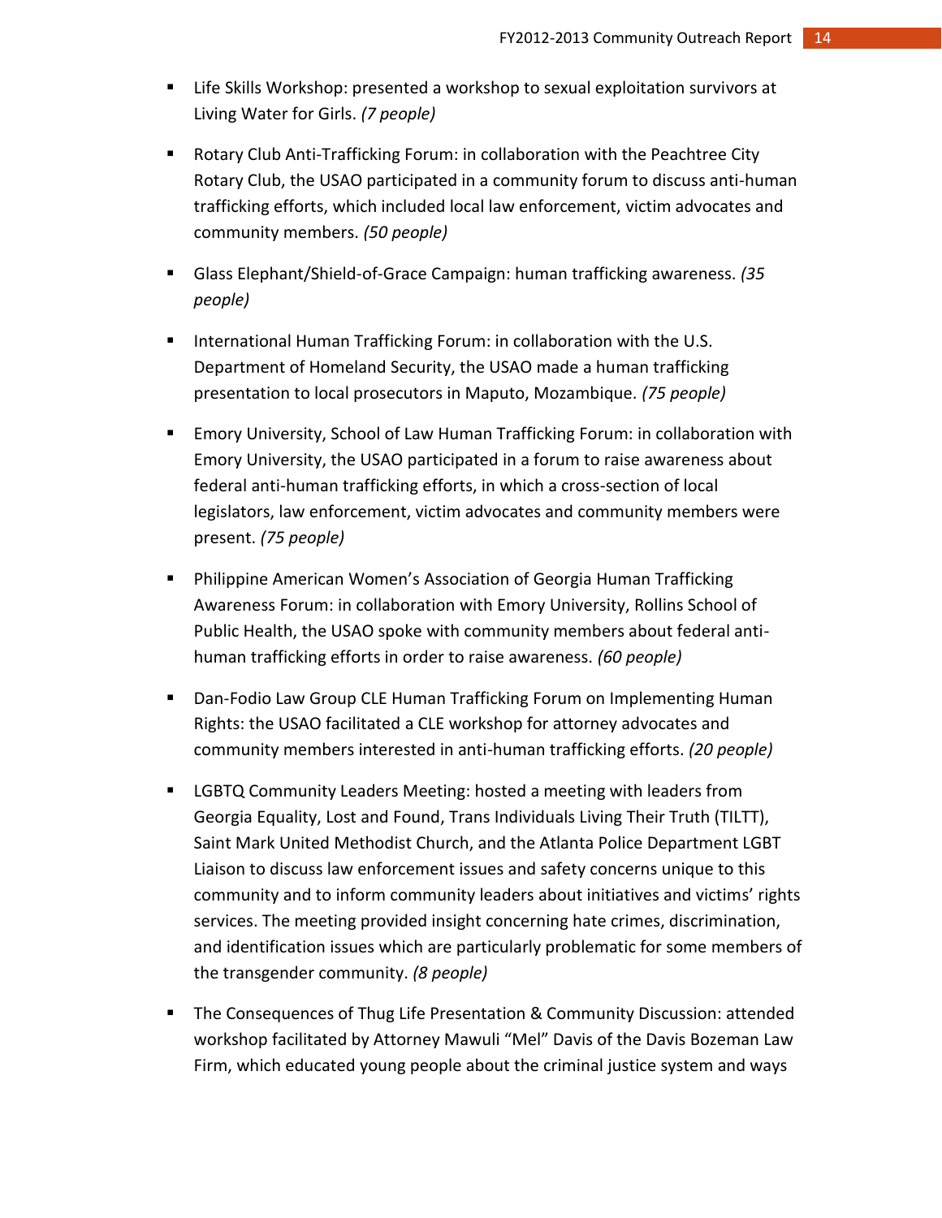- Life Skills Workshop: presented a workshop to sexual exploitation survivors at Living Water for Girls. *(7 people)*

- Rotary Club Anti-Trafficking Forum: in collaboration with the Peachtree City Rotary Club, the USAO participated in a community forum to discuss anti-human trafficking efforts, which included local law enforcement, victim advocates and community members. *(50 people)*

- Glass Elephant/Shield-of-Grace Campaign: human trafficking awareness. *(35 people)*

- International Human Trafficking Forum: in collaboration with the U.S. Department of Homeland Security, the USAO made a human trafficking presentation to local prosecutors in Maputo, Mozambique. *(75 people)*

- Emory University, School of Law Human Trafficking Forum: in collaboration with Emory University, the USAO participated in a forum to raise awareness about federal anti-human trafficking efforts, in which a cross-section of local legislators, law enforcement, victim advocates and community members were present. *(75 people)*

- Philippine American Women's Association of Georgia Human Trafficking Awareness Forum: in collaboration with Emory University, Rollins School of Public Health, the USAO spoke with community members about federal anti-human trafficking efforts in order to raise awareness. *(60 people)*

- Dan-Fodio Law Group CLE Human Trafficking Forum on Implementing Human Rights: the USAO facilitated a CLE workshop for attorney advocates and community members interested in anti-human trafficking efforts. *(20 people)*

- LGBTQ Community Leaders Meeting: hosted a meeting with leaders from Georgia Equality, Lost and Found, Trans Individuals Living Their Truth (TILTT), Saint Mark United Methodist Church, and the Atlanta Police Department LGBT Liaison to discuss law enforcement issues and safety concerns unique to this community and to inform community leaders about initiatives and victims' rights services. The meeting provided insight concerning hate crimes, discrimination, and identification issues which are particularly problematic for some members of the transgender community. *(8 people)*

- The Consequences of Thug Life Presentation & Community Discussion: attended workshop facilitated by Attorney Mawuli "Mel" Davis of the Davis Bozeman Law Firm, which educated young people about the criminal justice system and ways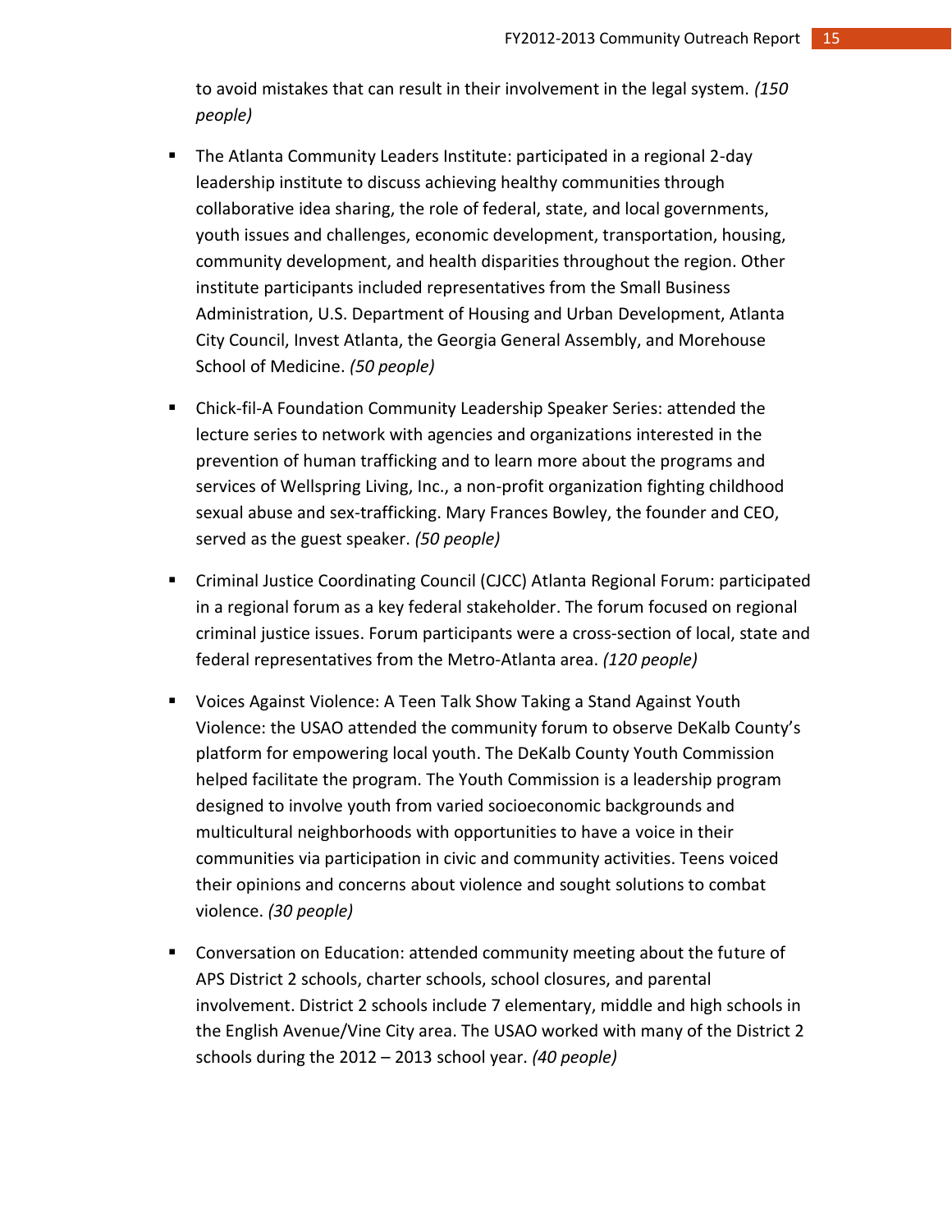to avoid mistakes that can result in their involvement in the legal system. *(150 people)*

- The Atlanta Community Leaders Institute: participated in a regional 2-day leadership institute to discuss achieving healthy communities through collaborative idea sharing, the role of federal, state, and local governments, youth issues and challenges, economic development, transportation, housing, community development, and health disparities throughout the region. Other institute participants included representatives from the Small Business Administration, U.S. Department of Housing and Urban Development, Atlanta City Council, Invest Atlanta, the Georgia General Assembly, and Morehouse School of Medicine. *(50 people)*

- Chick-fil-A Foundation Community Leadership Speaker Series: attended the lecture series to network with agencies and organizations interested in the prevention of human trafficking and to learn more about the programs and services of Wellspring Living, Inc., a non-profit organization fighting childhood sexual abuse and sex-trafficking. Mary Frances Bowley, the founder and CEO, served as the guest speaker. *(50 people)*

- Criminal Justice Coordinating Council (CJCC) Atlanta Regional Forum: participated in a regional forum as a key federal stakeholder. The forum focused on regional criminal justice issues. Forum participants were a cross-section of local, state and federal representatives from the Metro-Atlanta area. *(120 people)*

- Voices Against Violence: A Teen Talk Show Taking a Stand Against Youth Violence: the USAO attended the community forum to observe DeKalb County's platform for empowering local youth. The DeKalb County Youth Commission helped facilitate the program. The Youth Commission is a leadership program designed to involve youth from varied socioeconomic backgrounds and multicultural neighborhoods with opportunities to have a voice in their communities via participation in civic and community activities. Teens voiced their opinions and concerns about violence and sought solutions to combat violence. *(30 people)*

- Conversation on Education: attended community meeting about the future of APS District 2 schools, charter schools, school closures, and parental involvement. District 2 schools include 7 elementary, middle and high schools in the English Avenue/Vine City area. The USAO worked with many of the District 2 schools during the 2012 – 2013 school year. *(40 people)*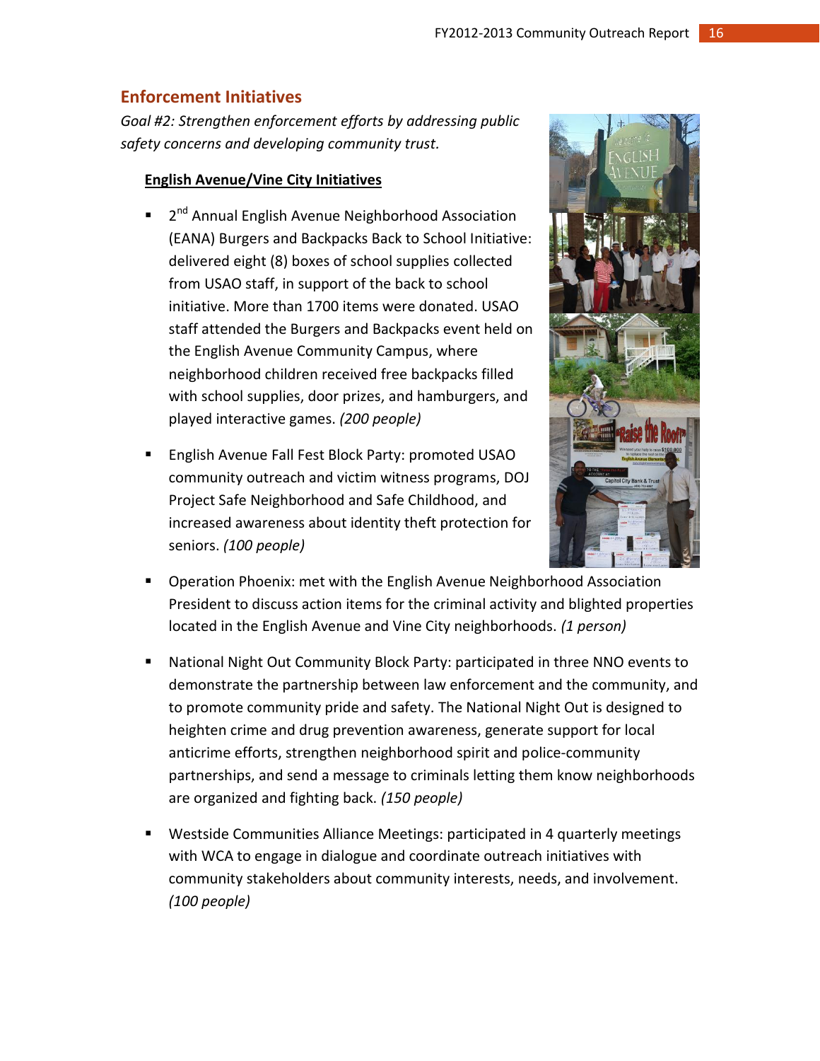## Enforcement Initiatives

*Goal #2: Strengthen enforcement efforts by addressing public safety concerns and developing community trust.*

**English Avenue/Vine City Initiatives**

- 2nd Annual English Avenue Neighborhood Association (EANA) Burgers and Backpacks Back to School Initiative: delivered eight (8) boxes of school supplies collected from USAO staff, in support of the back to school initiative. More than 1700 items were donated. USAO staff attended the Burgers and Backpacks event held on the English Avenue Community Campus, where neighborhood children received free backpacks filled with school supplies, door prizes, and hamburgers, and played interactive games. *(200 people)*
- English Avenue Fall Fest Block Party: promoted USAO community outreach and victim witness programs, DOJ Project Safe Neighborhood and Safe Childhood, and increased awareness about identity theft protection for seniors. *(100 people)*
- Operation Phoenix: met with the English Avenue Neighborhood Association President to discuss action items for the criminal activity and blighted properties located in the English Avenue and Vine City neighborhoods. *(1 person)*
- National Night Out Community Block Party: participated in three NNO events to demonstrate the partnership between law enforcement and the community, and to promote community pride and safety. The National Night Out is designed to heighten crime and drug prevention awareness, generate support for local anticrime efforts, strengthen neighborhood spirit and police-community partnerships, and send a message to criminals letting them know neighborhoods are organized and fighting back. *(150 people)*
- Westside Communities Alliance Meetings: participated in 4 quarterly meetings with WCA to engage in dialogue and coordinate outreach initiatives with community stakeholders about community interests, needs, and involvement. *(100 people)*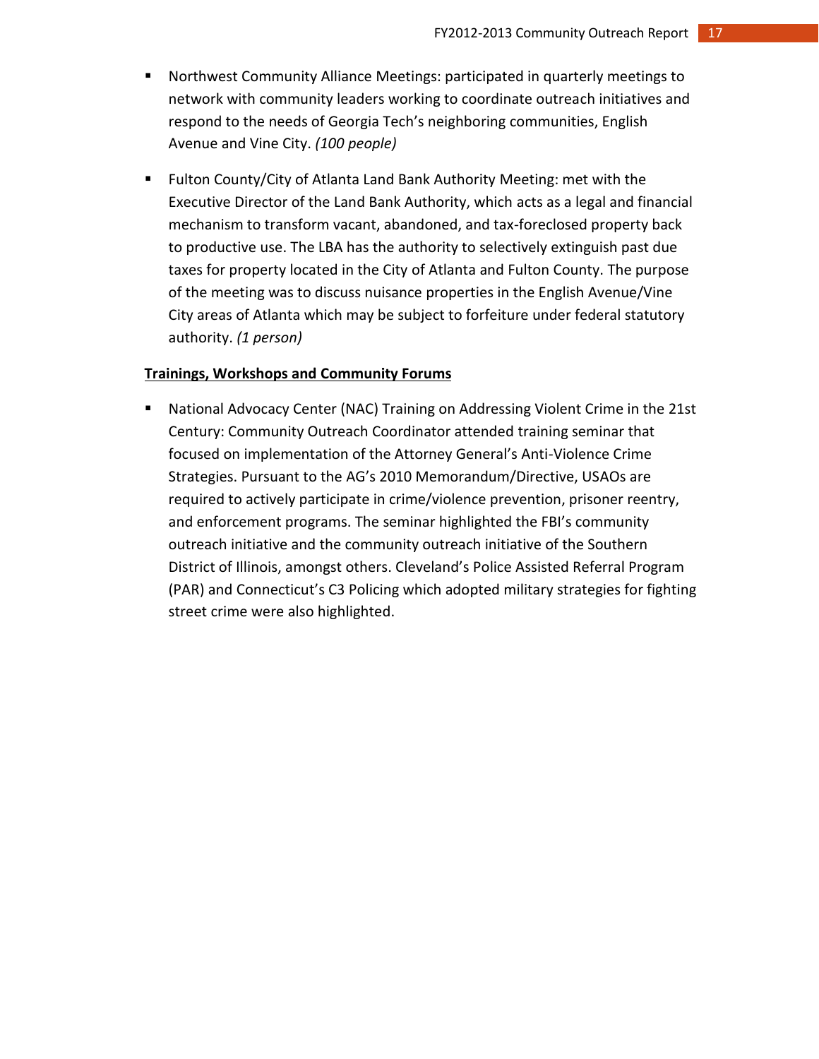- Northwest Community Alliance Meetings: participated in quarterly meetings to network with community leaders working to coordinate outreach initiatives and respond to the needs of Georgia Tech's neighboring communities, English Avenue and Vine City. *(100 people)*

- Fulton County/City of Atlanta Land Bank Authority Meeting: met with the Executive Director of the Land Bank Authority, which acts as a legal and financial mechanism to transform vacant, abandoned, and tax-foreclosed property back to productive use. The LBA has the authority to selectively extinguish past due taxes for property located in the City of Atlanta and Fulton County. The purpose of the meeting was to discuss nuisance properties in the English Avenue/Vine City areas of Atlanta which may be subject to forfeiture under federal statutory authority. *(1 person)*

**Trainings, Workshops and Community Forums**

- National Advocacy Center (NAC) Training on Addressing Violent Crime in the 21st Century: Community Outreach Coordinator attended training seminar that focused on implementation of the Attorney General's Anti-Violence Crime Strategies. Pursuant to the AG's 2010 Memorandum/Directive, USAOs are required to actively participate in crime/violence prevention, prisoner reentry, and enforcement programs. The seminar highlighted the FBI's community outreach initiative and the community outreach initiative of the Southern District of Illinois, amongst others. Cleveland's Police Assisted Referral Program (PAR) and Connecticut's C3 Policing which adopted military strategies for fighting street crime were also highlighted.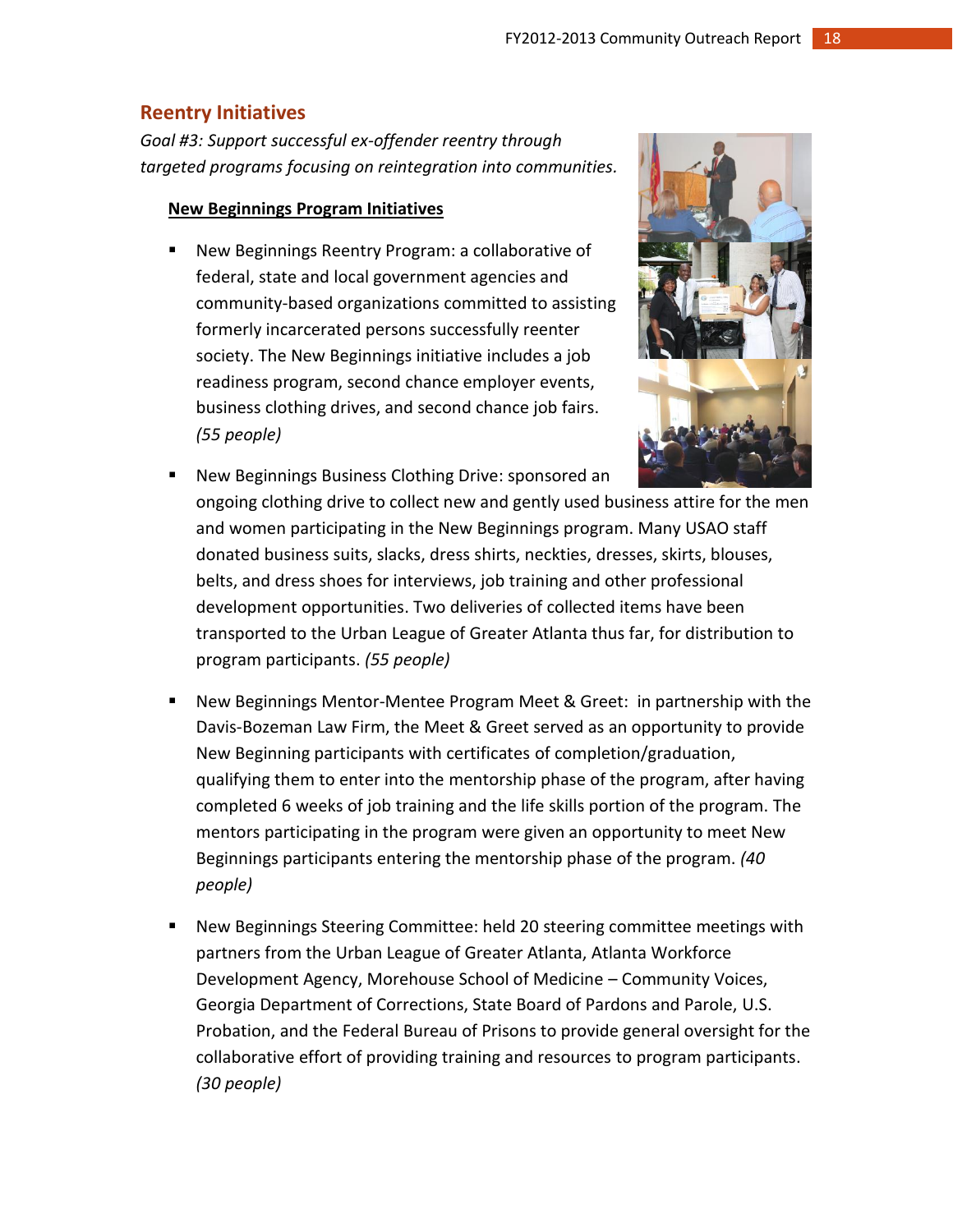## Reentry Initiatives

*Goal #3: Support successful ex-offender reentry through targeted programs focusing on reintegration into communities.*

**New Beginnings Program Initiatives**

- New Beginnings Reentry Program: a collaborative of federal, state and local government agencies and community-based organizations committed to assisting formerly incarcerated persons successfully reenter society. The New Beginnings initiative includes a job readiness program, second chance employer events, business clothing drives, and second chance job fairs. *(55 people)*

- New Beginnings Business Clothing Drive: sponsored an ongoing clothing drive to collect new and gently used business attire for the men and women participating in the New Beginnings program. Many USAO staff donated business suits, slacks, dress shirts, neckties, dresses, skirts, blouses, belts, and dress shoes for interviews, job training and other professional development opportunities. Two deliveries of collected items have been transported to the Urban League of Greater Atlanta thus far, for distribution to program participants. *(55 people)*

- New Beginnings Mentor-Mentee Program Meet & Greet: in partnership with the Davis-Bozeman Law Firm, the Meet & Greet served as an opportunity to provide New Beginning participants with certificates of completion/graduation, qualifying them to enter into the mentorship phase of the program, after having completed 6 weeks of job training and the life skills portion of the program. The mentors participating in the program were given an opportunity to meet New Beginnings participants entering the mentorship phase of the program. *(40 people)*

- New Beginnings Steering Committee: held 20 steering committee meetings with partners from the Urban League of Greater Atlanta, Atlanta Workforce Development Agency, Morehouse School of Medicine – Community Voices, Georgia Department of Corrections, State Board of Pardons and Parole, U.S. Probation, and the Federal Bureau of Prisons to provide general oversight for the collaborative effort of providing training and resources to program participants. *(30 people)*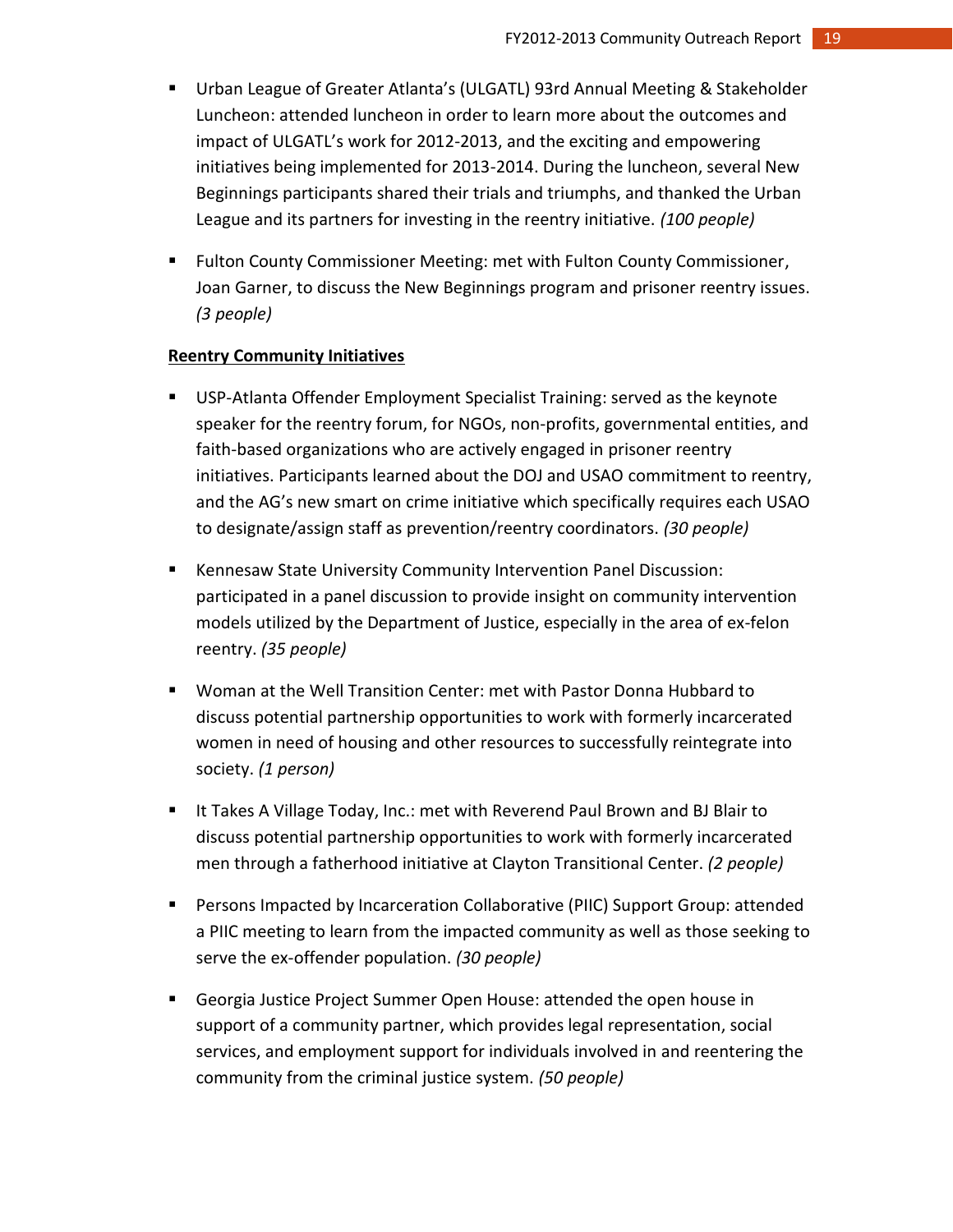- Urban League of Greater Atlanta's (ULGATL) 93rd Annual Meeting & Stakeholder Luncheon: attended luncheon in order to learn more about the outcomes and impact of ULGATL's work for 2012-2013, and the exciting and empowering initiatives being implemented for 2013-2014. During the luncheon, several New Beginnings participants shared their trials and triumphs, and thanked the Urban League and its partners for investing in the reentry initiative. *(100 people)*

- Fulton County Commissioner Meeting: met with Fulton County Commissioner, Joan Garner, to discuss the New Beginnings program and prisoner reentry issues. *(3 people)*

**Reentry Community Initiatives**

- USP-Atlanta Offender Employment Specialist Training: served as the keynote speaker for the reentry forum, for NGOs, non-profits, governmental entities, and faith-based organizations who are actively engaged in prisoner reentry initiatives. Participants learned about the DOJ and USAO commitment to reentry, and the AG's new smart on crime initiative which specifically requires each USAO to designate/assign staff as prevention/reentry coordinators. *(30 people)*

- Kennesaw State University Community Intervention Panel Discussion: participated in a panel discussion to provide insight on community intervention models utilized by the Department of Justice, especially in the area of ex-felon reentry. *(35 people)*

- Woman at the Well Transition Center: met with Pastor Donna Hubbard to discuss potential partnership opportunities to work with formerly incarcerated women in need of housing and other resources to successfully reintegrate into society. *(1 person)*

- It Takes A Village Today, Inc.: met with Reverend Paul Brown and BJ Blair to discuss potential partnership opportunities to work with formerly incarcerated men through a fatherhood initiative at Clayton Transitional Center. *(2 people)*

- Persons Impacted by Incarceration Collaborative (PIIC) Support Group: attended a PIIC meeting to learn from the impacted community as well as those seeking to serve the ex-offender population. *(30 people)*

- Georgia Justice Project Summer Open House: attended the open house in support of a community partner, which provides legal representation, social services, and employment support for individuals involved in and reentering the community from the criminal justice system. *(50 people)*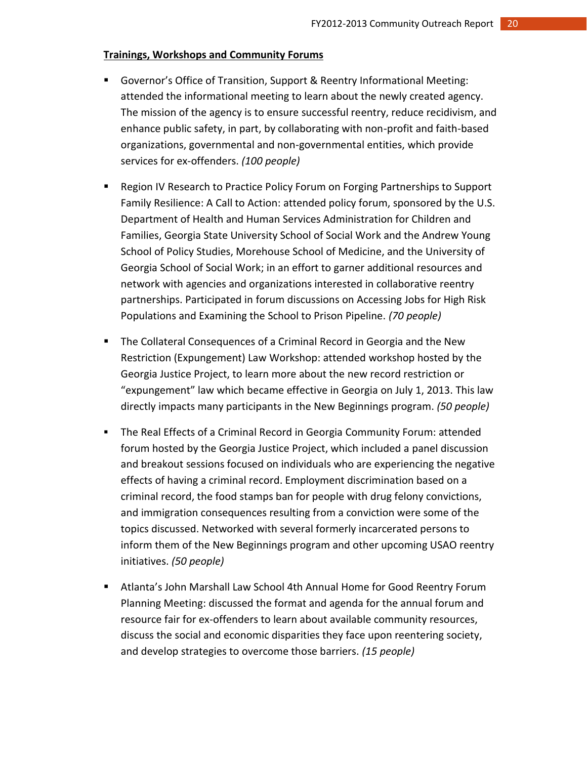**Trainings, Workshops and Community Forums**

- Governor's Office of Transition, Support & Reentry Informational Meeting: attended the informational meeting to learn about the newly created agency. The mission of the agency is to ensure successful reentry, reduce recidivism, and enhance public safety, in part, by collaborating with non-profit and faith-based organizations, governmental and non-governmental entities, which provide services for ex-offenders. *(100 people)*

- Region IV Research to Practice Policy Forum on Forging Partnerships to Support Family Resilience: A Call to Action: attended policy forum, sponsored by the U.S. Department of Health and Human Services Administration for Children and Families, Georgia State University School of Social Work and the Andrew Young School of Policy Studies, Morehouse School of Medicine, and the University of Georgia School of Social Work; in an effort to garner additional resources and network with agencies and organizations interested in collaborative reentry partnerships. Participated in forum discussions on Accessing Jobs for High Risk Populations and Examining the School to Prison Pipeline. *(70 people)*

- The Collateral Consequences of a Criminal Record in Georgia and the New Restriction (Expungement) Law Workshop: attended workshop hosted by the Georgia Justice Project, to learn more about the new record restriction or "expungement" law which became effective in Georgia on July 1, 2013. This law directly impacts many participants in the New Beginnings program. *(50 people)*

- The Real Effects of a Criminal Record in Georgia Community Forum: attended forum hosted by the Georgia Justice Project, which included a panel discussion and breakout sessions focused on individuals who are experiencing the negative effects of having a criminal record. Employment discrimination based on a criminal record, the food stamps ban for people with drug felony convictions, and immigration consequences resulting from a conviction were some of the topics discussed. Networked with several formerly incarcerated persons to inform them of the New Beginnings program and other upcoming USAO reentry initiatives. *(50 people)*

- Atlanta's John Marshall Law School 4th Annual Home for Good Reentry Forum Planning Meeting: discussed the format and agenda for the annual forum and resource fair for ex-offenders to learn about available community resources, discuss the social and economic disparities they face upon reentering society, and develop strategies to overcome those barriers. *(15 people)*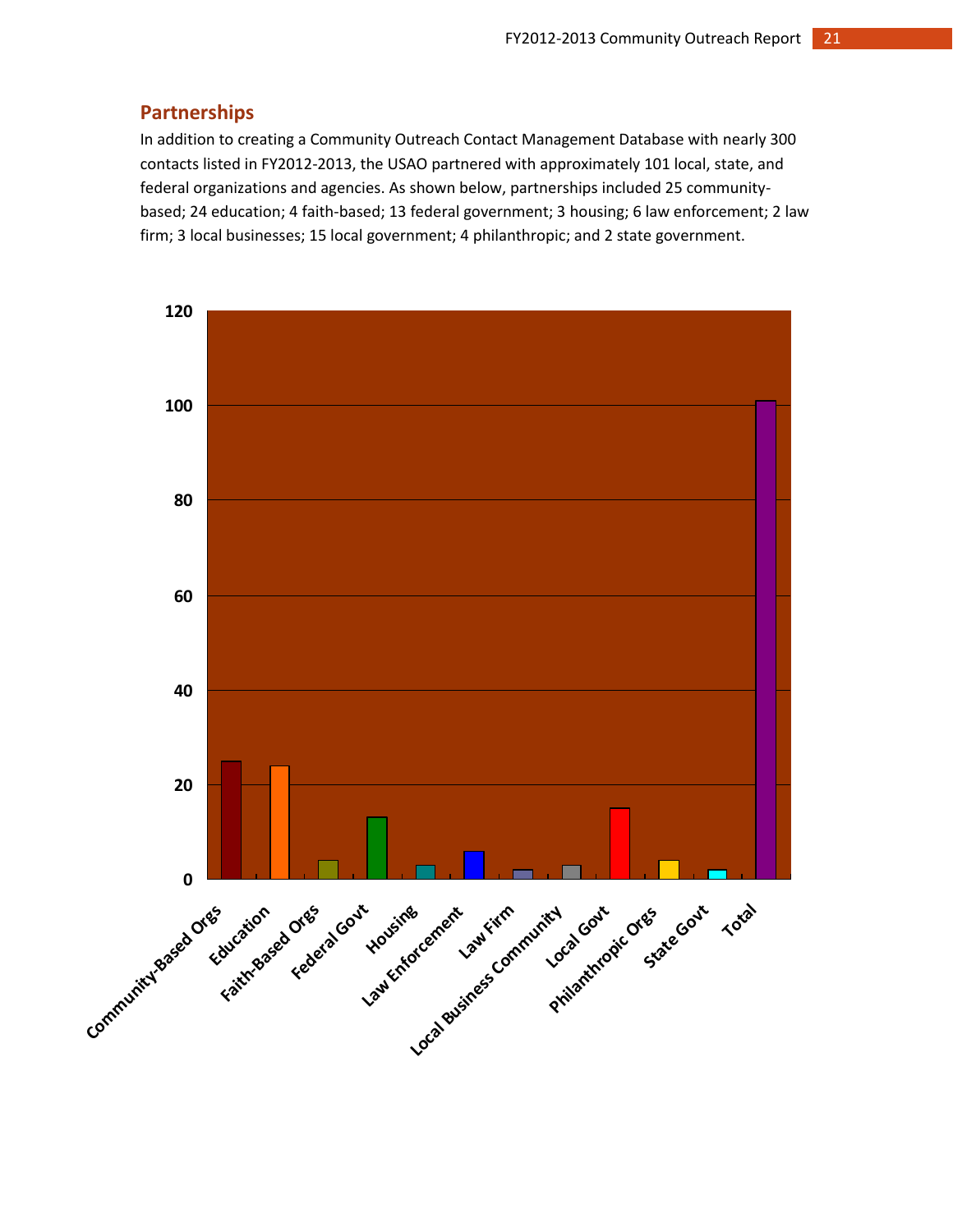## Partnerships

In addition to creating a Community Outreach Contact Management Database with nearly 300 contacts listed in FY2012-2013, the USAO partnered with approximately 101 local, state, and federal organizations and agencies. As shown below, partnerships included 25 community-based; 24 education; 4 faith-based; 13 federal government; 3 housing; 6 law enforcement; 2 law firm; 3 local businesses; 15 local government; 4 philanthropic; and 2 state government.

| Category | Partnerships |
|---|---|
| Community-Based Orgs | 25 |
| Education | 24 |
| Faith-Based Orgs | 4 |
| Federal Govt | 13 |
| Housing | 3 |
| Law Enforcement | 6 |
| Law Firm | 2 |
| Local Business Community | 3 |
| Local Govt | 15 |
| Philanthropic Orgs | 4 |
| State Govt | 2 |
| Total | 101 |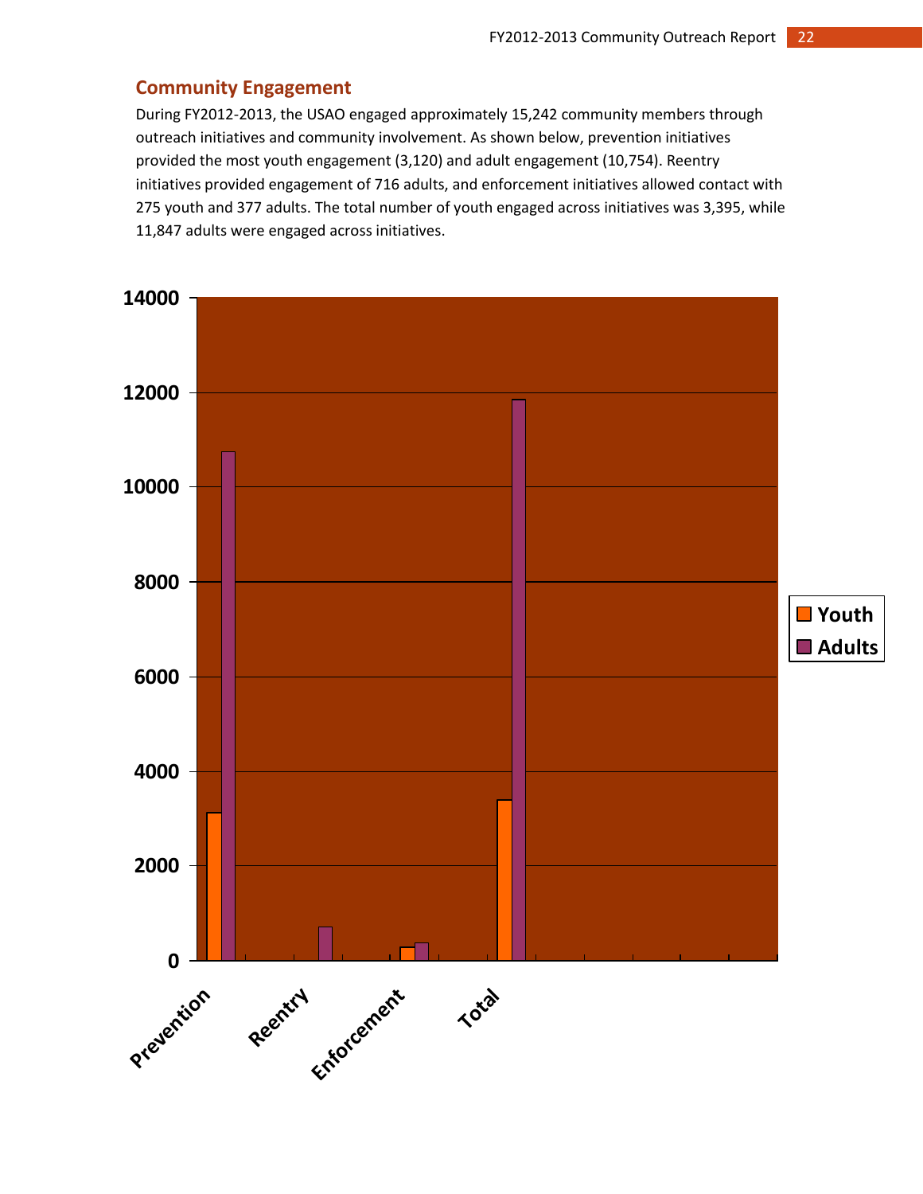## Community Engagement

During FY2012-2013, the USAO engaged approximately 15,242 community members through outreach initiatives and community involvement. As shown below, prevention initiatives provided the most youth engagement (3,120) and adult engagement (10,754). Reentry initiatives provided engagement of 716 adults, and enforcement initiatives allowed contact with 275 youth and 377 adults. The total number of youth engaged across initiatives was 3,395, while 11,847 adults were engaged across initiatives.

14000
12000
10000
8000
6000
4000
2000
0

Prevention
Reentry
Enforcement
Total

Youth
Adults